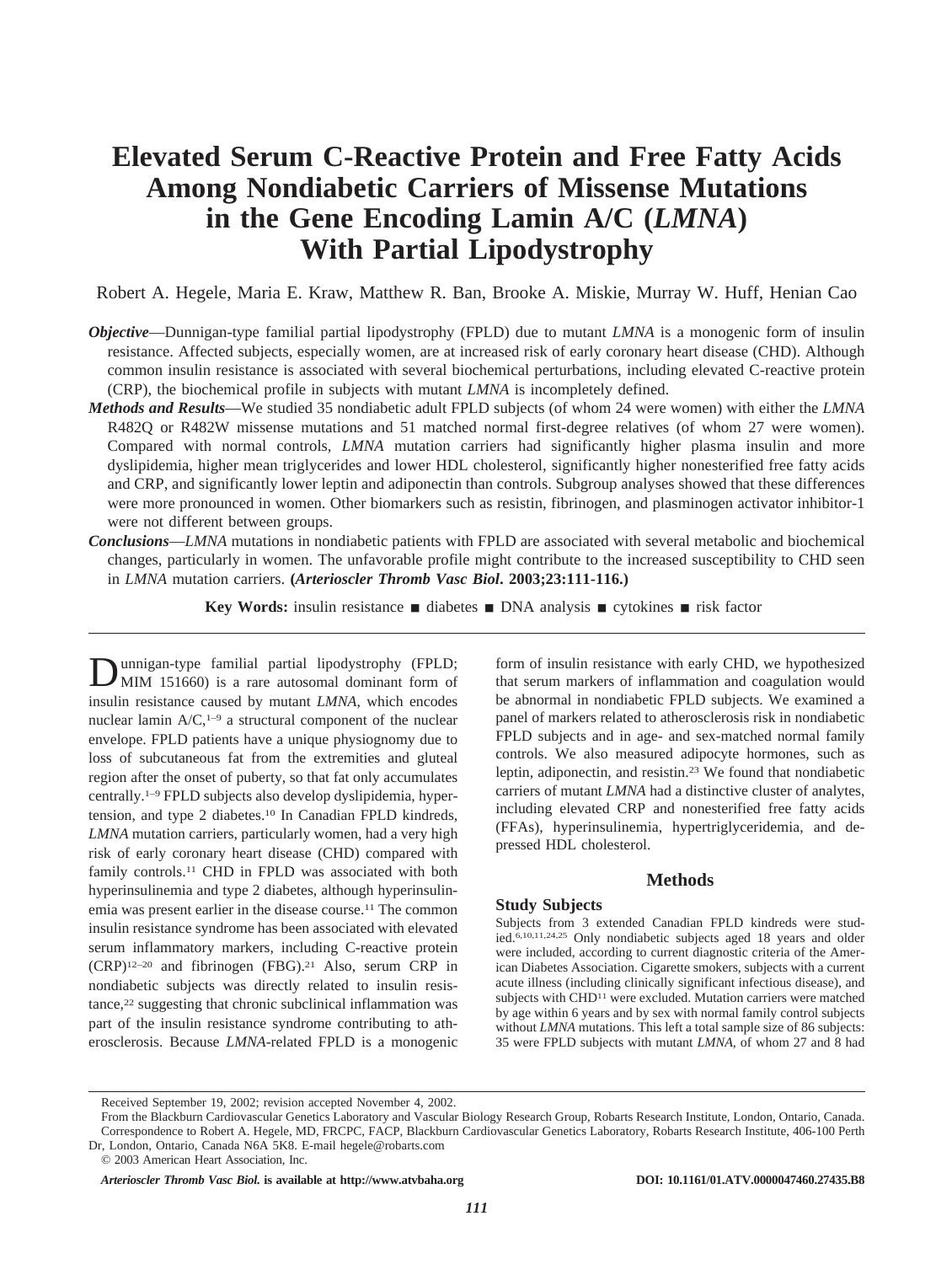# Elevated Serum C-Reactive Protein and Free Fatty Acids Among Nondiabetic Carriers of Missense Mutations in the Gene Encoding Lamin A/C (*LMNA*) With Partial Lipodystrophy

Robert A. Hegele, Maria E. Kraw, Matthew R. Ban, Brooke A. Miskie, Murray W. Huff, Henian Cao

***Objective***—Dunnigan-type familial partial lipodystrophy (FPLD) due to mutant *LMNA* is a monogenic form of insulin resistance. Affected subjects, especially women, are at increased risk of early coronary heart disease (CHD). Although common insulin resistance is associated with several biochemical perturbations, including elevated C-reactive protein (CRP), the biochemical profile in subjects with mutant *LMNA* is incompletely defined.

***Methods and Results***—We studied 35 nondiabetic adult FPLD subjects (of whom 24 were women) with either the *LMNA* R482Q or R482W missense mutations and 51 matched normal first-degree relatives (of whom 27 were women). Compared with normal controls, *LMNA* mutation carriers had significantly higher plasma insulin and more dyslipidemia, higher mean triglycerides and lower HDL cholesterol, significantly higher nonesterified free fatty acids and CRP, and significantly lower leptin and adiponectin than controls. Subgroup analyses showed that these differences were more pronounced in women. Other biomarkers such as resistin, fibrinogen, and plasminogen activator inhibitor-1 were not different between groups.

***Conclusions***—*LMNA* mutations in nondiabetic patients with FPLD are associated with several metabolic and biochemical changes, particularly in women. The unfavorable profile might contribute to the increased susceptibility to CHD seen in *LMNA* mutation carriers. **(*Arterioscler Thromb Vasc Biol*. 2003;23:111-116.)**

**Key Words:** insulin resistance ■ diabetes ■ DNA analysis ■ cytokines ■ risk factor

Dunnigan-type familial partial lipodystrophy (FPLD; MIM 151660) is a rare autosomal dominant form of insulin resistance caused by mutant *LMNA*, which encodes nuclear lamin A/C,[1–9] a structural component of the nuclear envelope. FPLD patients have a unique physiognomy due to loss of subcutaneous fat from the extremities and gluteal region after the onset of puberty, so that fat only accumulates centrally.[1–9] FPLD subjects also develop dyslipidemia, hypertension, and type 2 diabetes.[10] In Canadian FPLD kindreds, *LMNA* mutation carriers, particularly women, had a very high risk of early coronary heart disease (CHD) compared with family controls.[11] CHD in FPLD was associated with both hyperinsulinemia and type 2 diabetes, although hyperinsulinemia was present earlier in the disease course.[11] The common insulin resistance syndrome has been associated with elevated serum inflammatory markers, including C-reactive protein (CRP)[12–20] and fibrinogen (FBG).[21] Also, serum CRP in nondiabetic subjects was directly related to insulin resistance,[22] suggesting that chronic subclinical inflammation was part of the insulin resistance syndrome contributing to atherosclerosis. Because *LMNA*-related FPLD is a monogenic form of insulin resistance with early CHD, we hypothesized that serum markers of inflammation and coagulation would be abnormal in nondiabetic FPLD subjects. We examined a panel of markers related to atherosclerosis risk in nondiabetic FPLD subjects and in age- and sex-matched normal family controls. We also measured adipocyte hormones, such as leptin, adiponectin, and resistin.[23] We found that nondiabetic carriers of mutant *LMNA* had a distinctive cluster of analytes, including elevated CRP and nonesterified free fatty acids (FFAs), hyperinsulinemia, hypertriglyceridemia, and depressed HDL cholesterol.

## Methods

### Study Subjects

Subjects from 3 extended Canadian FPLD kindreds were studied.[6,10,11,24,25] Only nondiabetic subjects aged 18 years and older were included, according to current diagnostic criteria of the American Diabetes Association. Cigarette smokers, subjects with a current acute illness (including clinically significant infectious disease), and subjects with CHD[11] were excluded. Mutation carriers were matched by age within 6 years and by sex with normal family control subjects without *LMNA* mutations. This left a total sample size of 86 subjects: 35 were FPLD subjects with mutant *LMNA*, of whom 27 and 8 had

Received September 19, 2002; revision accepted November 4, 2002.

From the Blackburn Cardiovascular Genetics Laboratory and Vascular Biology Research Group, Robarts Research Institute, London, Ontario, Canada.

Correspondence to Robert A. Hegele, MD, FRCPC, FACP, Blackburn Cardiovascular Genetics Laboratory, Robarts Research Institute, 406-100 Perth Dr, London, Ontario, Canada N6A 5K8. E-mail hegele@robarts.com

© 2003 American Heart Association, Inc.

*Arterioscler Thromb Vasc Biol.* **is available at http://www.atvbaha.org** **DOI: 10.1161/01.ATV.0000047460.27435.B8**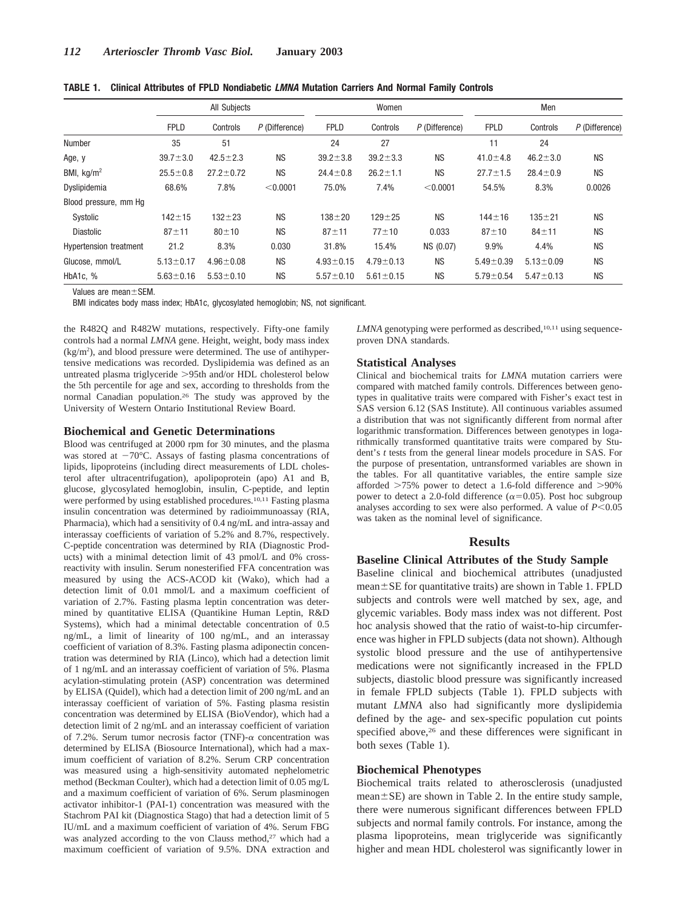**TABLE 1. Clinical Attributes of FPLD Nondiabetic *LMNA* Mutation Carriers And Normal Family Controls**

| | All Subjects | | | Women | | | Men | | |
|---|---|---|---|---|---|---|---|---|---|
| | FPLD | Controls | P (Difference) | FPLD | Controls | P (Difference) | FPLD | Controls | P (Difference) |
| Number | 35 | 51 | | 24 | 27 | | 11 | 24 | |
| Age, y | 39.7±3.0 | 42.5±2.3 | NS | 39.2±3.8 | 39.2±3.3 | NS | 41.0±4.8 | 46.2±3.0 | NS |
| BMI, kg/m$^2$ | 25.5±0.8 | 27.2±0.72 | NS | 24.4±0.8 | 26.2±1.1 | NS | 27.7±1.5 | 28.4±0.9 | NS |
| Dyslipidemia | 68.6% | 7.8% | <0.0001 | 75.0% | 7.4% | <0.0001 | 54.5% | 8.3% | 0.0026 |
| Blood pressure, mm Hg | | | | | | | | | |
| Systolic | 142±15 | 132±23 | NS | 138±20 | 129±25 | NS | 144±16 | 135±21 | NS |
| Diastolic | 87±11 | 80±10 | NS | 87±11 | 77±10 | 0.033 | 87±10 | 84±11 | NS |
| Hypertension treatment | 21.2 | 8.3% | 0.030 | 31.8% | 15.4% | NS (0.07) | 9.9% | 4.4% | NS |
| Glucose, mmol/L | 5.13±0.17 | 4.96±0.08 | NS | 4.93±0.15 | 4.79±0.13 | NS | 5.49±0.39 | 5.13±0.09 | NS |
| HbA1c, % | 5.63±0.16 | 5.53±0.10 | NS | 5.57±0.10 | 5.61±0.15 | NS | 5.79±0.54 | 5.47±0.13 | NS |

Values are mean±SEM.

BMI indicates body mass index; HbA1c, glycosylated hemoglobin; NS, not significant.

the R482Q and R482W mutations, respectively. Fifty-one family controls had a normal *LMNA* gene. Height, weight, body mass index (kg/m$^2$), and blood pressure were determined. The use of antihypertensive medications was recorded. Dyslipidemia was defined as an untreated plasma triglyceride >95th and/or HDL cholesterol below the 5th percentile for age and sex, according to thresholds from the normal Canadian population.[26] The study was approved by the University of Western Ontario Institutional Review Board.

### Biochemical and Genetic Determinations

Blood was centrifuged at 2000 rpm for 30 minutes, and the plasma was stored at −70°C. Assays of fasting plasma concentrations of lipids, lipoproteins (including direct measurements of LDL cholesterol after ultracentrifugation), apolipoprotein (apo) A1 and B, glucose, glycosylated hemoglobin, insulin, C-peptide, and leptin were performed by using established procedures.[10,11] Fasting plasma insulin concentration was determined by radioimmunoassay (RIA, Pharmacia), which had a sensitivity of 0.4 ng/mL and intra-assay and interassay coefficients of variation of 5.2% and 8.7%, respectively. C-peptide concentration was determined by RIA (Diagnostic Products) with a minimal detection limit of 43 pmol/L and 0% cross-reactivity with insulin. Serum nonesterified FFA concentration was measured by using the ACS-ACOD kit (Wako), which had a detection limit of 0.01 mmol/L and a maximum coefficient of variation of 2.7%. Fasting plasma leptin concentration was determined by quantitative ELISA (Quantikine Human Leptin, R&D Systems), which had a minimal detectable concentration of 0.5 ng/mL, a limit of linearity of 100 ng/mL, and an interassay coefficient of variation of 8.3%. Fasting plasma adiponectin concentration was determined by RIA (Linco), which had a detection limit of 1 ng/mL and an interassay coefficient of variation of 5%. Plasma acylation-stimulating protein (ASP) concentration was determined by ELISA (Quidel), which had a detection limit of 200 ng/mL and an interassay coefficient of variation of 5%. Fasting plasma resistin concentration was determined by ELISA (BioVendor), which had a detection limit of 2 ng/mL and an interassay coefficient of variation of 7.2%. Serum tumor necrosis factor (TNF)-$\alpha$ concentration was determined by ELISA (Biosource International), which had a maximum coefficient of variation of 8.2%. Serum CRP concentration was measured using a high-sensitivity automated nephelometric method (Beckman Coulter), which had a detection limit of 0.05 mg/L and a maximum coefficient of variation of 6%. Serum plasminogen activator inhibitor-1 (PAI-1) concentration was measured with the Stachrom PAI kit (Diagnostica Stago) that had a detection limit of 5 IU/mL and a maximum coefficient of variation of 4%. Serum FBG was analyzed according to the von Clauss method,[27] which had a maximum coefficient of variation of 9.5%. DNA extraction and *LMNA* genotyping were performed as described,[10,11] using sequence-proven DNA standards.

### Statistical Analyses

Clinical and biochemical traits for *LMNA* mutation carriers were compared with matched family controls. Differences between genotypes in qualitative traits were compared with Fisher's exact test in SAS version 6.12 (SAS Institute). All continuous variables assumed a distribution that was not significantly different from normal after logarithmic transformation. Differences between genotypes in logarithmically transformed quantitative traits were compared by Student's *t* tests from the general linear models procedure in SAS. For the purpose of presentation, untransformed variables are shown in the tables. For all quantitative variables, the entire sample size afforded >75% power to detect a 1.6-fold difference and >90% power to detect a 2.0-fold difference ($\alpha$=0.05). Post hoc subgroup analyses according to sex were also performed. A value of $P<0.05$ was taken as the nominal level of significance.

## Results

### Baseline Clinical Attributes of the Study Sample

Baseline clinical and biochemical attributes (unadjusted mean±SE for quantitative traits) are shown in Table 1. FPLD subjects and controls were well matched by sex, age, and glycemic variables. Body mass index was not different. Post hoc analysis showed that the ratio of waist-to-hip circumference was higher in FPLD subjects (data not shown). Although systolic blood pressure and the use of antihypertensive medications were not significantly increased in the FPLD subjects, diastolic blood pressure was significantly increased in female FPLD subjects (Table 1). FPLD subjects with mutant *LMNA* also had significantly more dyslipidemia defined by the age- and sex-specific population cut points specified above,[26] and these differences were significant in both sexes (Table 1).

### Biochemical Phenotypes

Biochemical traits related to atherosclerosis (unadjusted mean±SE) are shown in Table 2. In the entire study sample, there were numerous significant differences between FPLD subjects and normal family controls. For instance, among the plasma lipoproteins, mean triglyceride was significantly higher and mean HDL cholesterol was significantly lower in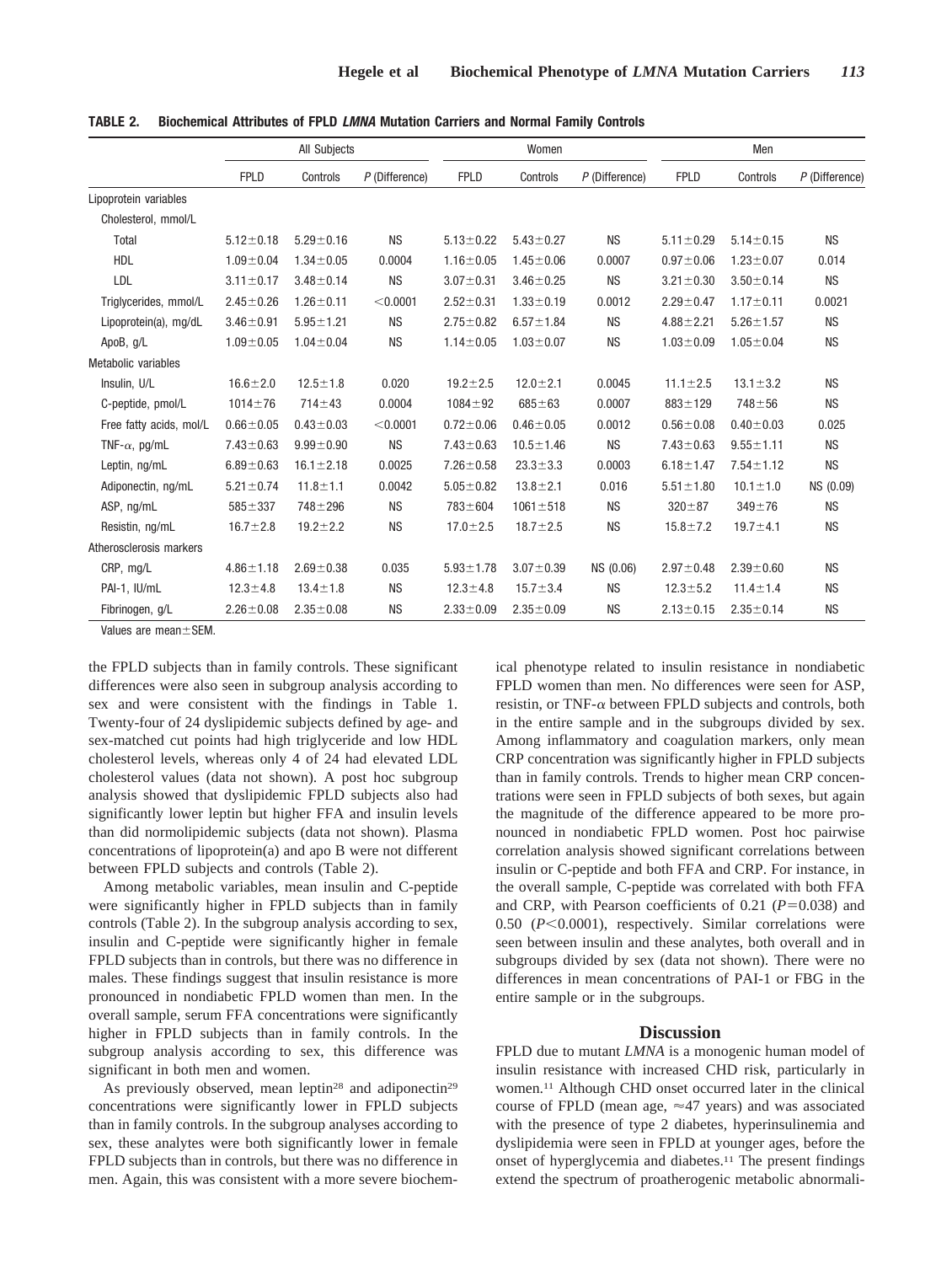**TABLE 2. Biochemical Attributes of FPLD *LMNA* Mutation Carriers and Normal Family Controls**

| | All Subjects | | | Women | | | Men | | |
|---|---|---|---|---|---|---|---|---|---|
| | FPLD | Controls | *P* (Difference) | FPLD | Controls | *P* (Difference) | FPLD | Controls | *P* (Difference) |
| Lipoprotein variables | | | | | | | | | |
| Cholesterol, mmol/L | | | | | | | | | |
| Total | 5.12±0.18 | 5.29±0.16 | NS | 5.13±0.22 | 5.43±0.27 | NS | 5.11±0.29 | 5.14±0.15 | NS |
| HDL | 1.09±0.04 | 1.34±0.05 | 0.0004 | 1.16±0.05 | 1.45±0.06 | 0.0007 | 0.97±0.06 | 1.23±0.07 | 0.014 |
| LDL | 3.11±0.17 | 3.48±0.14 | NS | 3.07±0.31 | 3.46±0.25 | NS | 3.21±0.30 | 3.50±0.14 | NS |
| Triglycerides, mmol/L | 2.45±0.26 | 1.26±0.11 | <0.0001 | 2.52±0.31 | 1.33±0.19 | 0.0012 | 2.29±0.47 | 1.17±0.11 | 0.0021 |
| Lipoprotein(a), mg/dL | 3.46±0.91 | 5.95±1.21 | NS | 2.75±0.82 | 6.57±1.84 | NS | 4.88±2.21 | 5.26±1.57 | NS |
| ApoB, g/L | 1.09±0.05 | 1.04±0.04 | NS | 1.14±0.05 | 1.03±0.07 | NS | 1.03±0.09 | 1.05±0.04 | NS |
| Metabolic variables | | | | | | | | | |
| Insulin, U/L | 16.6±2.0 | 12.5±1.8 | 0.020 | 19.2±2.5 | 12.0±2.1 | 0.0045 | 11.1±2.5 | 13.1±3.2 | NS |
| C-peptide, pmol/L | 1014±76 | 714±43 | 0.0004 | 1084±92 | 685±63 | 0.0007 | 883±129 | 748±56 | NS |
| Free fatty acids, mol/L | 0.66±0.05 | 0.43±0.03 | <0.0001 | 0.72±0.06 | 0.46±0.05 | 0.0012 | 0.56±0.08 | 0.40±0.03 | 0.025 |
| TNF-α, pg/mL | 7.43±0.63 | 9.99±0.90 | NS | 7.43±0.63 | 10.5±1.46 | NS | 7.43±0.63 | 9.55±1.11 | NS |
| Leptin, ng/mL | 6.89±0.63 | 16.1±2.18 | 0.0025 | 7.26±0.58 | 23.3±3.3 | 0.0003 | 6.18±1.47 | 7.54±1.12 | NS |
| Adiponectin, ng/mL | 5.21±0.74 | 11.8±1.1 | 0.0042 | 5.05±0.82 | 13.8±2.1 | 0.016 | 5.51±1.80 | 10.1±1.0 | NS (0.09) |
| ASP, ng/mL | 585±337 | 748±296 | NS | 783±604 | 1061±518 | NS | 320±87 | 349±76 | NS |
| Resistin, ng/mL | 16.7±2.8 | 19.2±2.2 | NS | 17.0±2.5 | 18.7±2.5 | NS | 15.8±7.2 | 19.7±4.1 | NS |
| Atherosclerosis markers | | | | | | | | | |
| CRP, mg/L | 4.86±1.18 | 2.69±0.38 | 0.035 | 5.93±1.78 | 3.07±0.39 | NS (0.06) | 2.97±0.48 | 2.39±0.60 | NS |
| PAI-1, IU/mL | 12.3±4.8 | 13.4±1.8 | NS | 12.3±4.8 | 15.7±3.4 | NS | 12.3±5.2 | 11.4±1.4 | NS |
| Fibrinogen, g/L | 2.26±0.08 | 2.35±0.08 | NS | 2.33±0.09 | 2.35±0.09 | NS | 2.13±0.15 | 2.35±0.14 | NS |

Values are mean±SEM.

the FPLD subjects than in family controls. These significant differences were also seen in subgroup analysis according to sex and were consistent with the findings in Table 1. Twenty-four of 24 dyslipidemic subjects defined by age- and sex-matched cut points had high triglyceride and low HDL cholesterol levels, whereas only 4 of 24 had elevated LDL cholesterol values (data not shown). A post hoc subgroup analysis showed that dyslipidemic FPLD subjects also had significantly lower leptin but higher FFA and insulin levels than did normolipidemic subjects (data not shown). Plasma concentrations of lipoprotein(a) and apo B were not different between FPLD subjects and controls (Table 2).

Among metabolic variables, mean insulin and C-peptide were significantly higher in FPLD subjects than in family controls (Table 2). In the subgroup analysis according to sex, insulin and C-peptide were significantly higher in female FPLD subjects than in controls, but there was no difference in males. These findings suggest that insulin resistance is more pronounced in nondiabetic FPLD women than men. In the overall sample, serum FFA concentrations were significantly higher in FPLD subjects than in family controls. In the subgroup analysis according to sex, this difference was significant in both men and women.

As previously observed, mean leptin[28] and adiponectin[29] concentrations were significantly lower in FPLD subjects than in family controls. In the subgroup analyses according to sex, these analytes were both significantly lower in female FPLD subjects than in controls, but there was no difference in men. Again, this was consistent with a more severe biochemical phenotype related to insulin resistance in nondiabetic FPLD women than men. No differences were seen for ASP, resistin, or TNF-α between FPLD subjects and controls, both in the entire sample and in the subgroups divided by sex. Among inflammatory and coagulation markers, only mean CRP concentration was significantly higher in FPLD subjects than in family controls. Trends to higher mean CRP concentrations were seen in FPLD subjects of both sexes, but again the magnitude of the difference appeared to be more pronounced in nondiabetic FPLD women. Post hoc pairwise correlation analysis showed significant correlations between insulin or C-peptide and both FFA and CRP. For instance, in the overall sample, C-peptide was correlated with both FFA and CRP, with Pearson coefficients of 0.21 ($P=0.038$) and 0.50 ($P<0.0001$), respectively. Similar correlations were seen between insulin and these analytes, both overall and in subgroups divided by sex (data not shown). There were no differences in mean concentrations of PAI-1 or FBG in the entire sample or in the subgroups.

## Discussion

FPLD due to mutant *LMNA* is a monogenic human model of insulin resistance with increased CHD risk, particularly in women.[11] Although CHD onset occurred later in the clinical course of FPLD (mean age, ≈47 years) and was associated with the presence of type 2 diabetes, hyperinsulinemia and dyslipidemia were seen in FPLD at younger ages, before the onset of hyperglycemia and diabetes.[11] The present findings extend the spectrum of proatherogenic metabolic abnormali-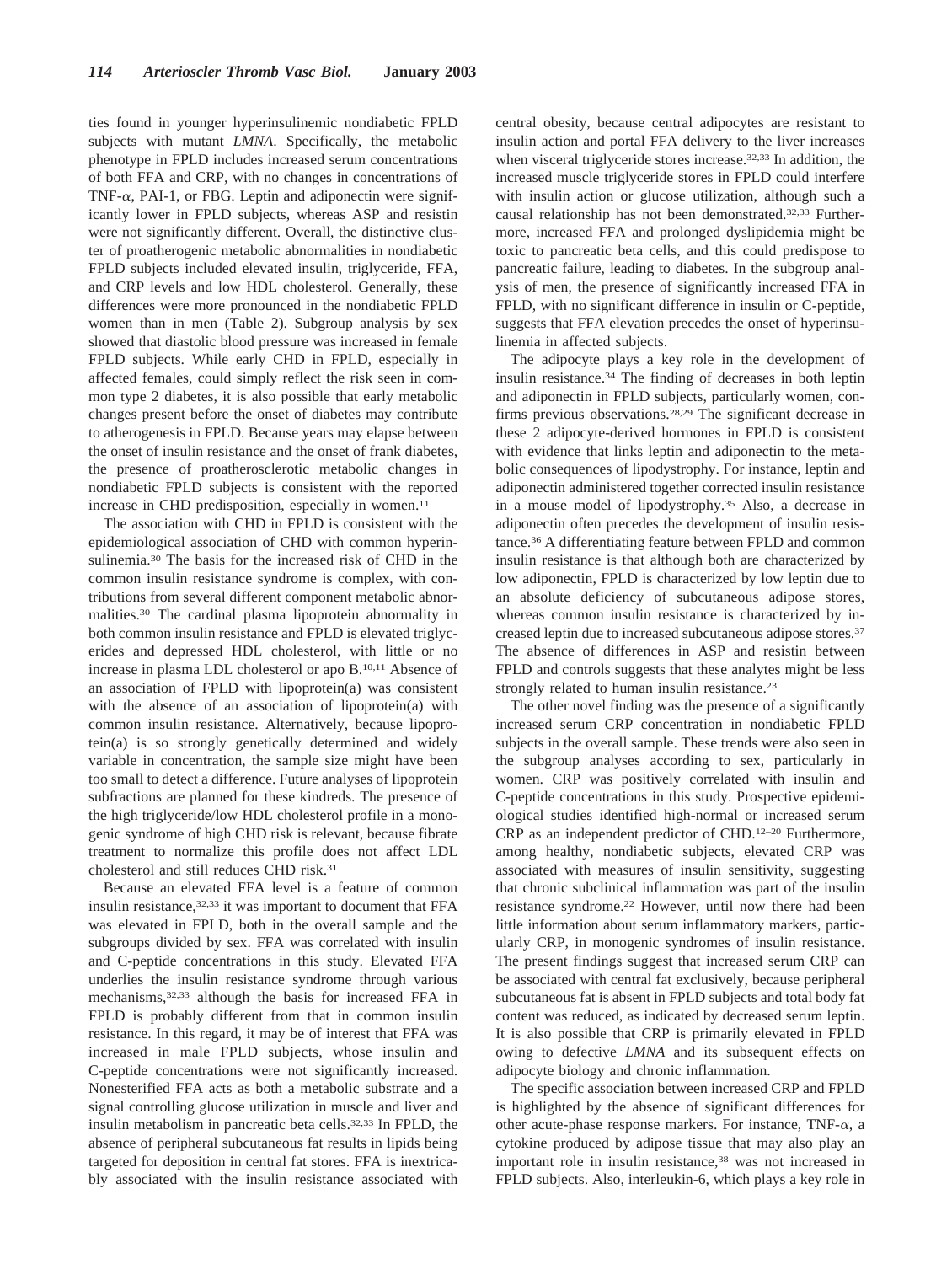ties found in younger hyperinsulinemic nondiabetic FPLD subjects with mutant *LMNA*. Specifically, the metabolic phenotype in FPLD includes increased serum concentrations of both FFA and CRP, with no changes in concentrations of TNF-$\alpha$, PAI-1, or FBG. Leptin and adiponectin were significantly lower in FPLD subjects, whereas ASP and resistin were not significantly different. Overall, the distinctive cluster of proatherogenic metabolic abnormalities in nondiabetic FPLD subjects included elevated insulin, triglyceride, FFA, and CRP levels and low HDL cholesterol. Generally, these differences were more pronounced in the nondiabetic FPLD women than in men (Table 2). Subgroup analysis by sex showed that diastolic blood pressure was increased in female FPLD subjects. While early CHD in FPLD, especially in affected females, could simply reflect the risk seen in common type 2 diabetes, it is also possible that early metabolic changes present before the onset of diabetes may contribute to atherogenesis in FPLD. Because years may elapse between the onset of insulin resistance and the onset of frank diabetes, the presence of proatherosclerotic metabolic changes in nondiabetic FPLD subjects is consistent with the reported increase in CHD predisposition, especially in women.[11]

The association with CHD in FPLD is consistent with the epidemiological association of CHD with common hyperinsulinemia.[30] The basis for the increased risk of CHD in the common insulin resistance syndrome is complex, with contributions from several different component metabolic abnormalities.[30] The cardinal plasma lipoprotein abnormality in both common insulin resistance and FPLD is elevated triglycerides and depressed HDL cholesterol, with little or no increase in plasma LDL cholesterol or apo B.[10,11] Absence of an association of FPLD with lipoprotein(a) was consistent with the absence of an association of lipoprotein(a) with common insulin resistance. Alternatively, because lipoprotein(a) is so strongly genetically determined and widely variable in concentration, the sample size might have been too small to detect a difference. Future analyses of lipoprotein subfractions are planned for these kindreds. The presence of the high triglyceride/low HDL cholesterol profile in a monogenic syndrome of high CHD risk is relevant, because fibrate treatment to normalize this profile does not affect LDL cholesterol and still reduces CHD risk.[31]

Because an elevated FFA level is a feature of common insulin resistance,[32,33] it was important to document that FFA was elevated in FPLD, both in the overall sample and the subgroups divided by sex. FFA was correlated with insulin and C-peptide concentrations in this study. Elevated FFA underlies the insulin resistance syndrome through various mechanisms,[32,33] although the basis for increased FFA in FPLD is probably different from that in common insulin resistance. In this regard, it may be of interest that FFA was increased in male FPLD subjects, whose insulin and C-peptide concentrations were not significantly increased. Nonesterified FFA acts as both a metabolic substrate and a signal controlling glucose utilization in muscle and liver and insulin metabolism in pancreatic beta cells.[32,33] In FPLD, the absence of peripheral subcutaneous fat results in lipids being targeted for deposition in central fat stores. FFA is inextricably associated with the insulin resistance associated with central obesity, because central adipocytes are resistant to insulin action and portal FFA delivery to the liver increases when visceral triglyceride stores increase.[32,33] In addition, the increased muscle triglyceride stores in FPLD could interfere with insulin action or glucose utilization, although such a causal relationship has not been demonstrated.[32,33] Furthermore, increased FFA and prolonged dyslipidemia might be toxic to pancreatic beta cells, and this could predispose to pancreatic failure, leading to diabetes. In the subgroup analysis of men, the presence of significantly increased FFA in FPLD, with no significant difference in insulin or C-peptide, suggests that FFA elevation precedes the onset of hyperinsulinemia in affected subjects.

The adipocyte plays a key role in the development of insulin resistance.[34] The finding of decreases in both leptin and adiponectin in FPLD subjects, particularly women, confirms previous observations.[28,29] The significant decrease in these 2 adipocyte-derived hormones in FPLD is consistent with evidence that links leptin and adiponectin to the metabolic consequences of lipodystrophy. For instance, leptin and adiponectin administered together corrected insulin resistance in a mouse model of lipodystrophy.[35] Also, a decrease in adiponectin often precedes the development of insulin resistance.[36] A differentiating feature between FPLD and common insulin resistance is that although both are characterized by low adiponectin, FPLD is characterized by low leptin due to an absolute deficiency of subcutaneous adipose stores, whereas common insulin resistance is characterized by increased leptin due to increased subcutaneous adipose stores.[37] The absence of differences in ASP and resistin between FPLD and controls suggests that these analytes might be less strongly related to human insulin resistance.[23]

The other novel finding was the presence of a significantly increased serum CRP concentration in nondiabetic FPLD subjects in the overall sample. These trends were also seen in the subgroup analyses according to sex, particularly in women. CRP was positively correlated with insulin and C-peptide concentrations in this study. Prospective epidemiological studies identified high-normal or increased serum CRP as an independent predictor of CHD.[12–20] Furthermore, among healthy, nondiabetic subjects, elevated CRP was associated with measures of insulin sensitivity, suggesting that chronic subclinical inflammation was part of the insulin resistance syndrome.[22] However, until now there had been little information about serum inflammatory markers, particularly CRP, in monogenic syndromes of insulin resistance. The present findings suggest that increased serum CRP can be associated with central fat exclusively, because peripheral subcutaneous fat is absent in FPLD subjects and total body fat content was reduced, as indicated by decreased serum leptin. It is also possible that CRP is primarily elevated in FPLD owing to defective *LMNA* and its subsequent effects on adipocyte biology and chronic inflammation.

The specific association between increased CRP and FPLD is highlighted by the absence of significant differences for other acute-phase response markers. For instance, TNF-$\alpha$, a cytokine produced by adipose tissue that may also play an important role in insulin resistance,[38] was not increased in FPLD subjects. Also, interleukin-6, which plays a key role in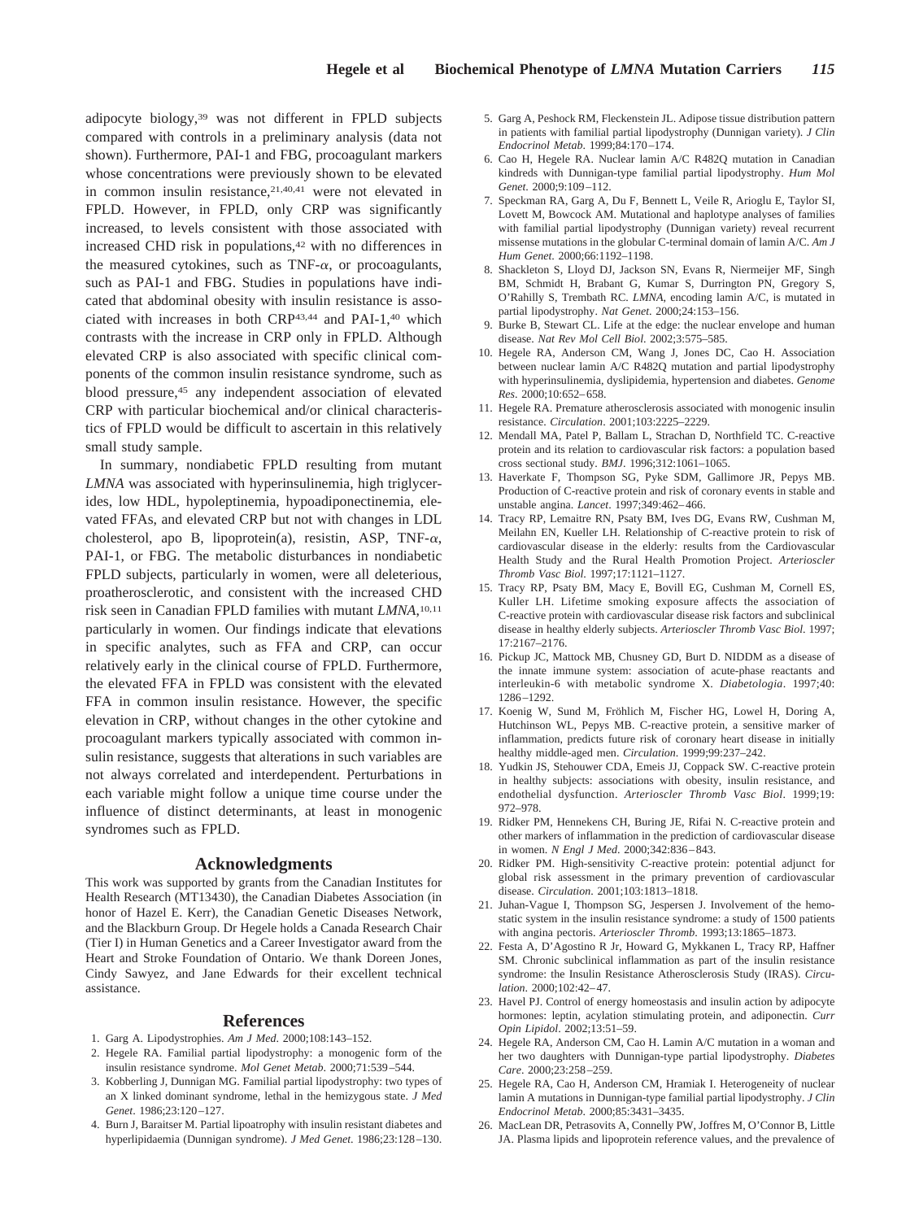adipocyte biology,[39] was not different in FPLD subjects compared with controls in a preliminary analysis (data not shown). Furthermore, PAI-1 and FBG, procoagulant markers whose concentrations were previously shown to be elevated in common insulin resistance,[21,40,41] were not elevated in FPLD. However, in FPLD, only CRP was significantly increased, to levels consistent with those associated with increased CHD risk in populations,[42] with no differences in the measured cytokines, such as TNF-$\alpha$, or procoagulants, such as PAI-1 and FBG. Studies in populations have indicated that abdominal obesity with insulin resistance is associated with increases in both CRP[43,44] and PAI-1,[40] which contrasts with the increase in CRP only in FPLD. Although elevated CRP is also associated with specific clinical components of the common insulin resistance syndrome, such as blood pressure,[45] any independent association of elevated CRP with particular biochemical and/or clinical characteristics of FPLD would be difficult to ascertain in this relatively small study sample.

In summary, nondiabetic FPLD resulting from mutant *LMNA* was associated with hyperinsulinemia, high triglycerides, low HDL, hypoleptinemia, hypoadiponectinemia, elevated FFAs, and elevated CRP but not with changes in LDL cholesterol, apo B, lipoprotein(a), resistin, ASP, TNF-$\alpha$, PAI-1, or FBG. The metabolic disturbances in nondiabetic FPLD subjects, particularly in women, were all deleterious, proatherosclerotic, and consistent with the increased CHD risk seen in Canadian FPLD families with mutant *LMNA*,[10,11] particularly in women. Our findings indicate that elevations in specific analytes, such as FFA and CRP, can occur relatively early in the clinical course of FPLD. Furthermore, the elevated FFA in FPLD was consistent with the elevated FFA in common insulin resistance. However, the specific elevation in CRP, without changes in the other cytokine and procoagulant markers typically associated with common insulin resistance, suggests that alterations in such variables are not always correlated and interdependent. Perturbations in each variable might follow a unique time course under the influence of distinct determinants, at least in monogenic syndromes such as FPLD.

## Acknowledgments

This work was supported by grants from the Canadian Institutes for Health Research (MT13430), the Canadian Diabetes Association (in honor of Hazel E. Kerr), the Canadian Genetic Diseases Network, and the Blackburn Group. Dr Hegele holds a Canada Research Chair (Tier I) in Human Genetics and a Career Investigator award from the Heart and Stroke Foundation of Ontario. We thank Doreen Jones, Cindy Sawyez, and Jane Edwards for their excellent technical assistance.

## References

1. Garg A. Lipodystrophies. *Am J Med*. 2000;108:143–152.
2. Hegele RA. Familial partial lipodystrophy: a monogenic form of the insulin resistance syndrome. *Mol Genet Metab*. 2000;71:539–544.
3. Kobberling J, Dunnigan MG. Familial partial lipodystrophy: two types of an X linked dominant syndrome, lethal in the hemizygous state. *J Med Genet*. 1986;23:120–127.
4. Burn J, Baraitser M. Partial lipoatrophy with insulin resistant diabetes and hyperlipidaemia (Dunnigan syndrome). *J Med Genet*. 1986;23:128–130.
5. Garg A, Peshock RM, Fleckenstein JL. Adipose tissue distribution pattern in patients with familial partial lipodystrophy (Dunnigan variety). *J Clin Endocrinol Metab*. 1999;84:170–174.
6. Cao H, Hegele RA. Nuclear lamin A/C R482Q mutation in Canadian kindreds with Dunnigan-type familial partial lipodystrophy. *Hum Mol Genet*. 2000;9:109–112.
7. Speckman RA, Garg A, Du F, Bennett L, Veile R, Arioglu E, Taylor SI, Lovett M, Bowcock AM. Mutational and haplotype analyses of families with familial partial lipodystrophy (Dunnigan variety) reveal recurrent missense mutations in the globular C-terminal domain of lamin A/C. *Am J Hum Genet*. 2000;66:1192–1198.
8. Shackleton S, Lloyd DJ, Jackson SN, Evans R, Niermeijer MF, Singh BM, Schmidt H, Brabant G, Kumar S, Durrington PN, Gregory S, O'Rahilly S, Trembath RC. *LMNA*, encoding lamin A/C, is mutated in partial lipodystrophy. *Nat Genet*. 2000;24:153–156.
9. Burke B, Stewart CL. Life at the edge: the nuclear envelope and human disease. *Nat Rev Mol Cell Biol*. 2002;3:575–585.
10. Hegele RA, Anderson CM, Wang J, Jones DC, Cao H. Association between nuclear lamin A/C R482Q mutation and partial lipodystrophy with hyperinsulinemia, dyslipidemia, hypertension and diabetes. *Genome Res*. 2000;10:652–658.
11. Hegele RA. Premature atherosclerosis associated with monogenic insulin resistance. *Circulation*. 2001;103:2225–2229.
12. Mendall MA, Patel P, Ballam L, Strachan D, Northfield TC. C-reactive protein and its relation to cardiovascular risk factors: a population based cross sectional study. *BMJ*. 1996;312:1061–1065.
13. Haverkate F, Thompson SG, Pyke SDM, Gallimore JR, Pepys MB. Production of C-reactive protein and risk of coronary events in stable and unstable angina. *Lancet*. 1997;349:462–466.
14. Tracy RP, Lemaitre RN, Psaty BM, Ives DG, Evans RW, Cushman M, Meilahn EN, Kueller LH. Relationship of C-reactive protein to risk of cardiovascular disease in the elderly: results from the Cardiovascular Health Study and the Rural Health Promotion Project. *Arterioscler Thromb Vasc Biol*. 1997;17:1121–1127.
15. Tracy RP, Psaty BM, Macy E, Bovill EG, Cushman M, Cornell ES, Kuller LH. Lifetime smoking exposure affects the association of C-reactive protein with cardiovascular disease risk factors and subclinical disease in healthy elderly subjects. *Arterioscler Thromb Vasc Biol*. 1997;17:2167–2176.
16. Pickup JC, Mattock MB, Chusney GD, Burt D. NIDDM as a disease of the innate immune system: association of acute-phase reactants and interleukin-6 with metabolic syndrome X. *Diabetologia*. 1997;40:1286–1292.
17. Koenig W, Sund M, Fröhlich M, Fischer HG, Lowel H, Doring A, Hutchinson WL, Pepys MB. C-reactive protein, a sensitive marker of inflammation, predicts future risk of coronary heart disease in initially healthy middle-aged men. *Circulation*. 1999;99:237–242.
18. Yudkin JS, Stehouwer CDA, Emeis JJ, Coppack SW. C-reactive protein in healthy subjects: associations with obesity, insulin resistance, and endothelial dysfunction. *Arterioscler Thromb Vasc Biol*. 1999;19:972–978.
19. Ridker PM, Hennekens CH, Buring JE, Rifai N. C-reactive protein and other markers of inflammation in the prediction of cardiovascular disease in women. *N Engl J Med*. 2000;342:836–843.
20. Ridker PM. High-sensitivity C-reactive protein: potential adjunct for global risk assessment in the primary prevention of cardiovascular disease. *Circulation*. 2001;103:1813–1818.
21. Juhan-Vague I, Thompson SG, Jespersen J. Involvement of the hemostatic system in the insulin resistance syndrome: a study of 1500 patients with angina pectoris. *Arterioscler Thromb*. 1993;13:1865–1873.
22. Festa A, D'Agostino R Jr, Howard G, Mykkanen L, Tracy RP, Haffner SM. Chronic subclinical inflammation as part of the insulin resistance syndrome: the Insulin Resistance Atherosclerosis Study (IRAS). *Circulation*. 2000;102:42–47.
23. Havel PJ. Control of energy homeostasis and insulin action by adipocyte hormones: leptin, acylation stimulating protein, and adiponectin. *Curr Opin Lipidol*. 2002;13:51–59.
24. Hegele RA, Anderson CM, Cao H. Lamin A/C mutation in a woman and her two daughters with Dunnigan-type partial lipodystrophy. *Diabetes Care*. 2000;23:258–259.
25. Hegele RA, Cao H, Anderson CM, Hramiak I. Heterogeneity of nuclear lamin A mutations in Dunnigan-type familial partial lipodystrophy. *J Clin Endocrinol Metab*. 2000;85:3431–3435.
26. MacLean DR, Petrasovits A, Connelly PW, Joffres M, O'Connor B, Little JA. Plasma lipids and lipoprotein reference values, and the prevalence of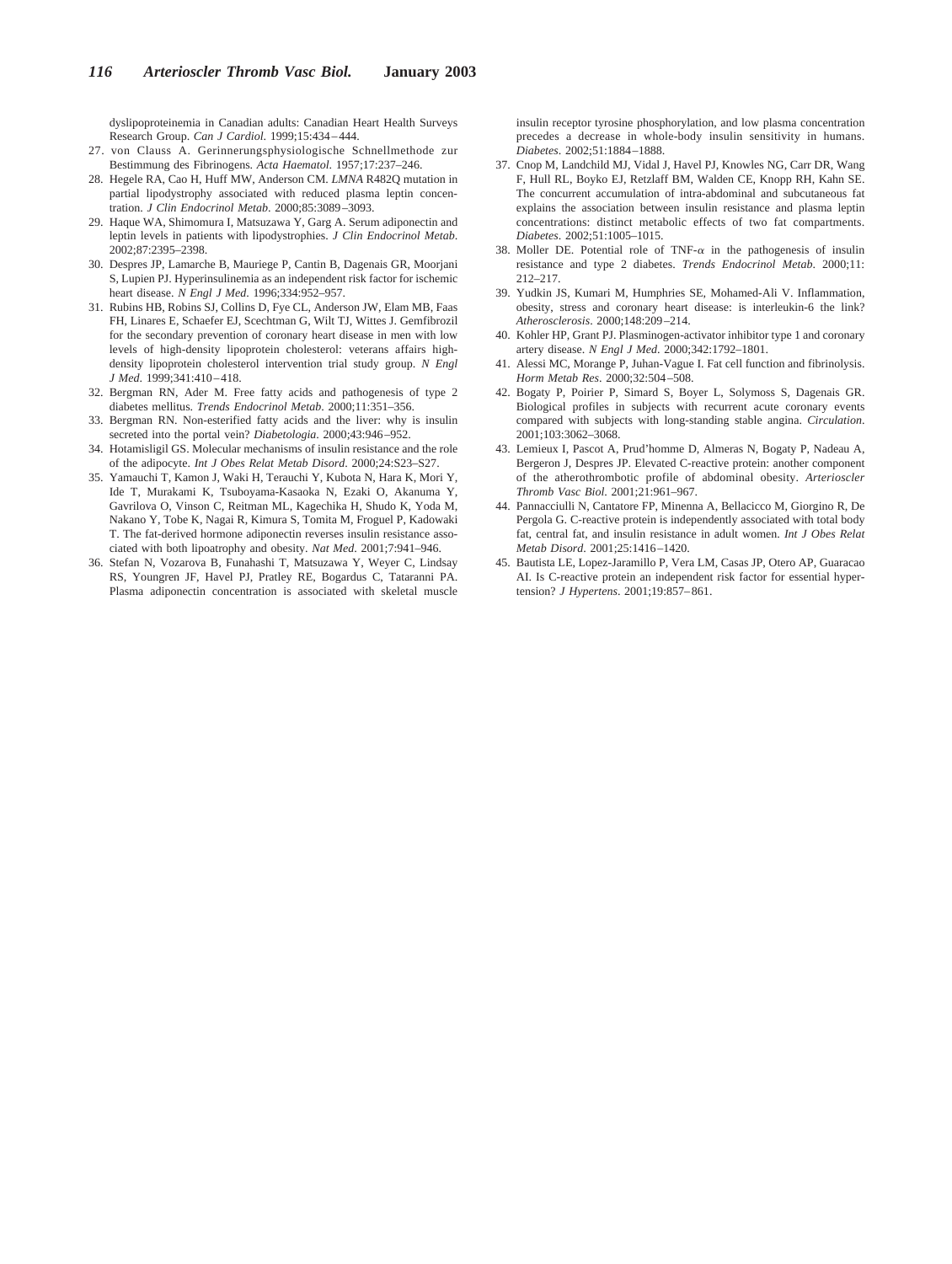dyslipoproteinemia in Canadian adults: Canadian Heart Health Surveys Research Group. *Can J Cardiol.* 1999;15:434–444.

27. von Clauss A. Gerinnungsphysiologische Schnellmethode zur Bestimmung des Fibrinogens. *Acta Haematol.* 1957;17:237–246.
28. Hegele RA, Cao H, Huff MW, Anderson CM. *LMNA* R482Q mutation in partial lipodystrophy associated with reduced plasma leptin concentration. *J Clin Endocrinol Metab.* 2000;85:3089–3093.
29. Haque WA, Shimomura I, Matsuzawa Y, Garg A. Serum adiponectin and leptin levels in patients with lipodystrophies. *J Clin Endocrinol Metab.* 2002;87:2395–2398.
30. Despres JP, Lamarche B, Mauriege P, Cantin B, Dagenais GR, Moorjani S, Lupien PJ. Hyperinsulinemia as an independent risk factor for ischemic heart disease. *N Engl J Med.* 1996;334:952–957.
31. Rubins HB, Robins SJ, Collins D, Fye CL, Anderson JW, Elam MB, Faas FH, Linares E, Schaefer EJ, Scechtman G, Wilt TJ, Wittes J. Gemfibrozil for the secondary prevention of coronary heart disease in men with low levels of high-density lipoprotein cholesterol: veterans affairs high-density lipoprotein cholesterol intervention trial study group. *N Engl J Med.* 1999;341:410–418.
32. Bergman RN, Ader M. Free fatty acids and pathogenesis of type 2 diabetes mellitus. *Trends Endocrinol Metab.* 2000;11:351–356.
33. Bergman RN. Non-esterified fatty acids and the liver: why is insulin secreted into the portal vein? *Diabetologia.* 2000;43:946–952.
34. Hotamisligil GS. Molecular mechanisms of insulin resistance and the role of the adipocyte. *Int J Obes Relat Metab Disord.* 2000;24:S23–S27.
35. Yamauchi T, Kamon J, Waki H, Terauchi Y, Kubota N, Hara K, Mori Y, Ide T, Murakami K, Tsuboyama-Kasaoka N, Ezaki O, Akanuma Y, Gavrilova O, Vinson C, Reitman ML, Kagechika H, Shudo K, Yoda M, Nakano Y, Tobe K, Nagai R, Kimura S, Tomita M, Froguel P, Kadowaki T. The fat-derived hormone adiponectin reverses insulin resistance associated with both lipoatrophy and obesity. *Nat Med.* 2001;7:941–946.
36. Stefan N, Vozarova B, Funahashi T, Matsuzawa Y, Weyer C, Lindsay RS, Youngren JF, Havel PJ, Pratley RE, Bogardus C, Tataranni PA. Plasma adiponectin concentration is associated with skeletal muscle insulin receptor tyrosine phosphorylation, and low plasma concentration precedes a decrease in whole-body insulin sensitivity in humans. *Diabetes.* 2002;51:1884–1888.
37. Cnop M, Landchild MJ, Vidal J, Havel PJ, Knowles NG, Carr DR, Wang F, Hull RL, Boyko EJ, Retzlaff BM, Walden CE, Knopp RH, Kahn SE. The concurrent accumulation of intra-abdominal and subcutaneous fat explains the association between insulin resistance and plasma leptin concentrations: distinct metabolic effects of two fat compartments. *Diabetes.* 2002;51:1005–1015.
38. Moller DE. Potential role of TNF-$\alpha$ in the pathogenesis of insulin resistance and type 2 diabetes. *Trends Endocrinol Metab.* 2000;11:212–217.
39. Yudkin JS, Kumari M, Humphries SE, Mohamed-Ali V. Inflammation, obesity, stress and coronary heart disease: is interleukin-6 the link? *Atherosclerosis.* 2000;148:209–214.
40. Kohler HP, Grant PJ. Plasminogen-activator inhibitor type 1 and coronary artery disease. *N Engl J Med.* 2000;342:1792–1801.
41. Alessi MC, Morange P, Juhan-Vague I. Fat cell function and fibrinolysis. *Horm Metab Res.* 2000;32:504–508.
42. Bogaty P, Poirier P, Simard S, Boyer L, Solymoss S, Dagenais GR. Biological profiles in subjects with recurrent acute coronary events compared with subjects with long-standing stable angina. *Circulation.* 2001;103:3062–3068.
43. Lemieux I, Pascot A, Prud'homme D, Almeras N, Bogaty P, Nadeau A, Bergeron J, Despres JP. Elevated C-reactive protein: another component of the atherothrombotic profile of abdominal obesity. *Arterioscler Thromb Vasc Biol.* 2001;21:961–967.
44. Pannacciulli N, Cantatore FP, Minenna A, Bellacicco M, Giorgino R, De Pergola G. C-reactive protein is independently associated with total body fat, central fat, and insulin resistance in adult women. *Int J Obes Relat Metab Disord.* 2001;25:1416–1420.
45. Bautista LE, Lopez-Jaramillo P, Vera LM, Casas JP, Otero AP, Guaracao AI. Is C-reactive protein an independent risk factor for essential hypertension? *J Hypertens.* 2001;19:857–861.